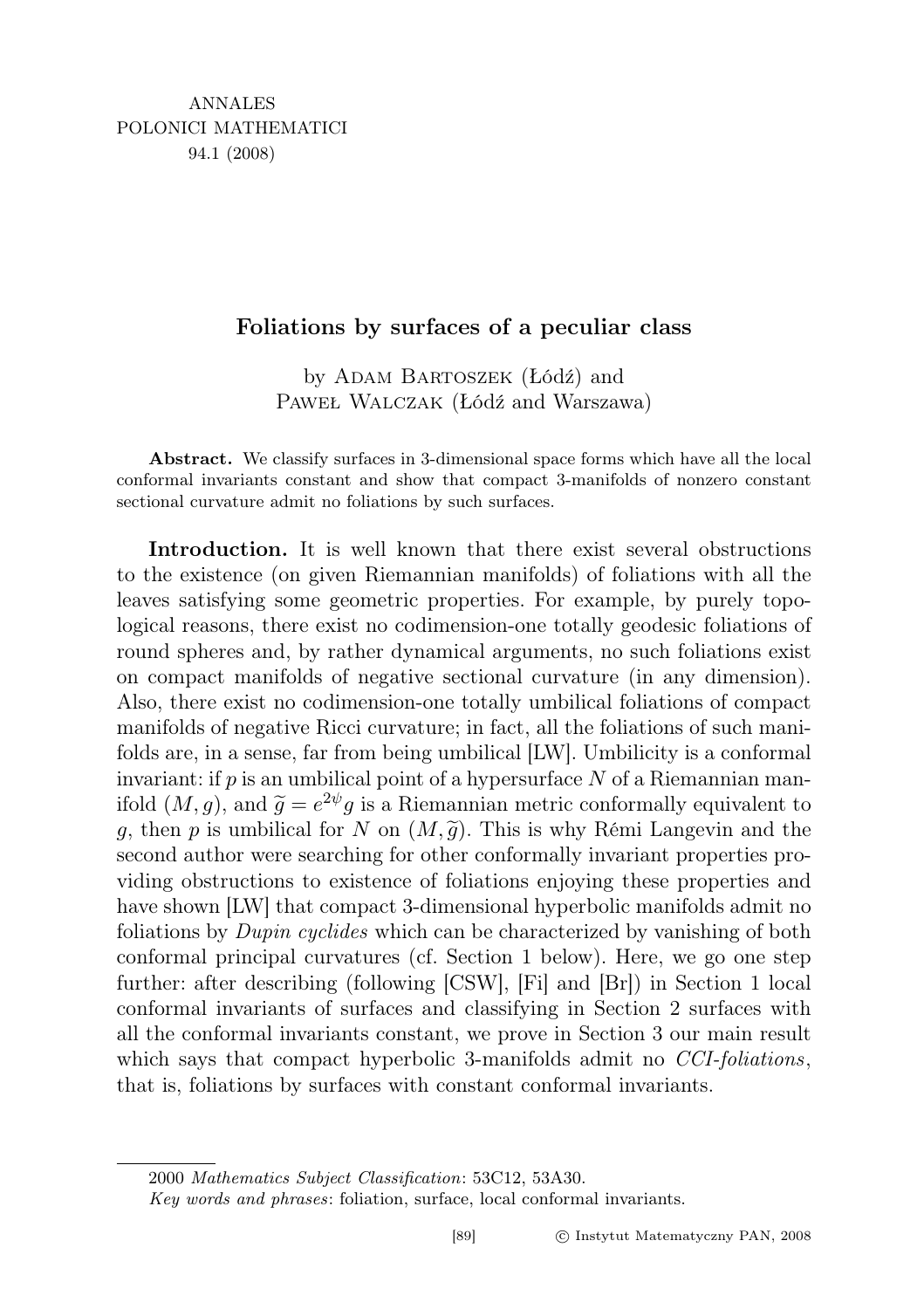ANNALES
POLONICI MATHEMATICI
94.1 (2008)

# Foliations by surfaces of a peculiar class

by Adam Bartoszek (Łódź) and
Paweł Walczak (Łódź and Warszawa)

**Abstract.** We classify surfaces in 3-dimensional space forms which have all the local conformal invariants constant and show that compact 3-manifolds of nonzero constant sectional curvature admit no foliations by such surfaces.

**Introduction.** It is well known that there exist several obstructions to the existence (on given Riemannian manifolds) of foliations with all the leaves satisfying some geometric properties. For example, by purely topological reasons, there exist no codimension-one totally geodesic foliations of round spheres and, by rather dynamical arguments, no such foliations exist on compact manifolds of negative sectional curvature (in any dimension). Also, there exist no codimension-one totally umbilical foliations of compact manifolds of negative Ricci curvature; in fact, all the foliations of such manifolds are, in a sense, far from being umbilical [LW]. Umbilicity is a conformal invariant: if $p$ is an umbilical point of a hypersurface $N$ of a Riemannian manifold $(M, g)$, and $\widetilde{g} = e^{2\psi} g$ is a Riemannian metric conformally equivalent to $g$, then $p$ is umbilical for $N$ on $(M, \widetilde{g})$. This is why Rémi Langevin and the second author were searching for other conformally invariant properties providing obstructions to existence of foliations enjoying these properties and have shown [LW] that compact 3-dimensional hyperbolic manifolds admit no foliations by *Dupin cyclides* which can be characterized by vanishing of both conformal principal curvatures (cf. Section 1 below). Here, we go one step further: after describing (following [CSW], [Fi] and [Br]) in Section 1 local conformal invariants of surfaces and classifying in Section 2 surfaces with all the conformal invariants constant, we prove in Section 3 our main result which says that compact hyperbolic 3-manifolds admit no *CCI-foliations*, that is, foliations by surfaces with constant conformal invariants.

2000 *Mathematics Subject Classification*: 53C12, 53A30.
*Key words and phrases*: foliation, surface, local conformal invariants.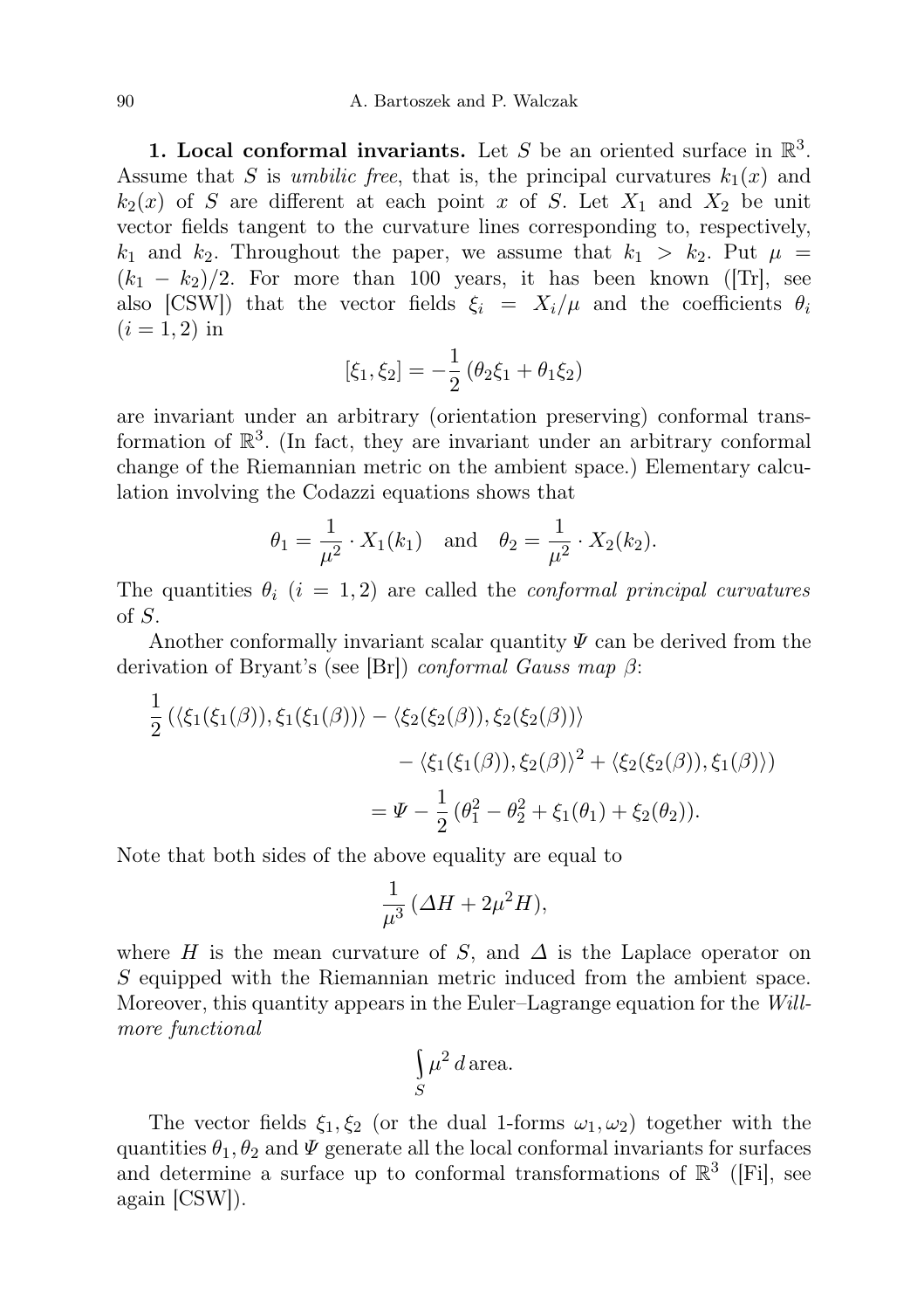**1. Local conformal invariants.** Let $S$ be an oriented surface in $\mathbb{R}^3$. Assume that $S$ is *umbilic free*, that is, the principal curvatures $k_1(x)$ and $k_2(x)$ of $S$ are different at each point $x$ of $S$. Let $X_1$ and $X_2$ be unit vector fields tangent to the curvature lines corresponding to, respectively, $k_1$ and $k_2$. Throughout the paper, we assume that $k_1 > k_2$. Put $\mu = (k_1 - k_2)/2$. For more than 100 years, it has been known ([Tr], see also [CSW]) that the vector fields $\xi_i = X_i/\mu$ and the coefficients $\theta_i$ $(i = 1, 2)$ in

$$[\xi_1, \xi_2] = -\frac{1}{2}(\theta_2 \xi_1 + \theta_1 \xi_2)$$

are invariant under an arbitrary (orientation preserving) conformal transformation of $\mathbb{R}^3$. (In fact, they are invariant under an arbitrary conformal change of the Riemannian metric on the ambient space.) Elementary calculation involving the Codazzi equations shows that

$$\theta_1 = \frac{1}{\mu^2} \cdot X_1(k_1) \quad \text{and} \quad \theta_2 = \frac{1}{\mu^2} \cdot X_2(k_2).$$

The quantities $\theta_i$ $(i = 1, 2)$ are called the *conformal principal curvatures* of $S$.

Another conformally invariant scalar quantity $\Psi$ can be derived from the derivation of Bryant's (see [Br]) *conformal Gauss map* $\beta$:

$$\begin{aligned}
\frac{1}{2}\big(\langle \xi_1(\xi_1(\beta)), \xi_1(\xi_1(\beta))\rangle &- \langle \xi_2(\xi_2(\beta)), \xi_2(\xi_2(\beta))\rangle \\
&- \langle \xi_1(\xi_1(\beta)), \xi_2(\beta)\rangle^2 + \langle \xi_2(\xi_2(\beta)), \xi_1(\beta)\rangle\big) \\
&= \Psi - \frac{1}{2}(\theta_1^2 - \theta_2^2 + \xi_1(\theta_1) + \xi_2(\theta_2)).
\end{aligned}$$

Note that both sides of the above equality are equal to

$$\frac{1}{\mu^3}(\Delta H + 2\mu^2 H),$$

where $H$ is the mean curvature of $S$, and $\Delta$ is the Laplace operator on $S$ equipped with the Riemannian metric induced from the ambient space. Moreover, this quantity appears in the Euler–Lagrange equation for the *Willmore functional*

$$\int_S \mu^2 \, d\,\text{area}.$$

The vector fields $\xi_1, \xi_2$ (or the dual 1-forms $\omega_1, \omega_2$) together with the quantities $\theta_1, \theta_2$ and $\Psi$ generate all the local conformal invariants for surfaces and determine a surface up to conformal transformations of $\mathbb{R}^3$ ([Fi], see again [CSW]).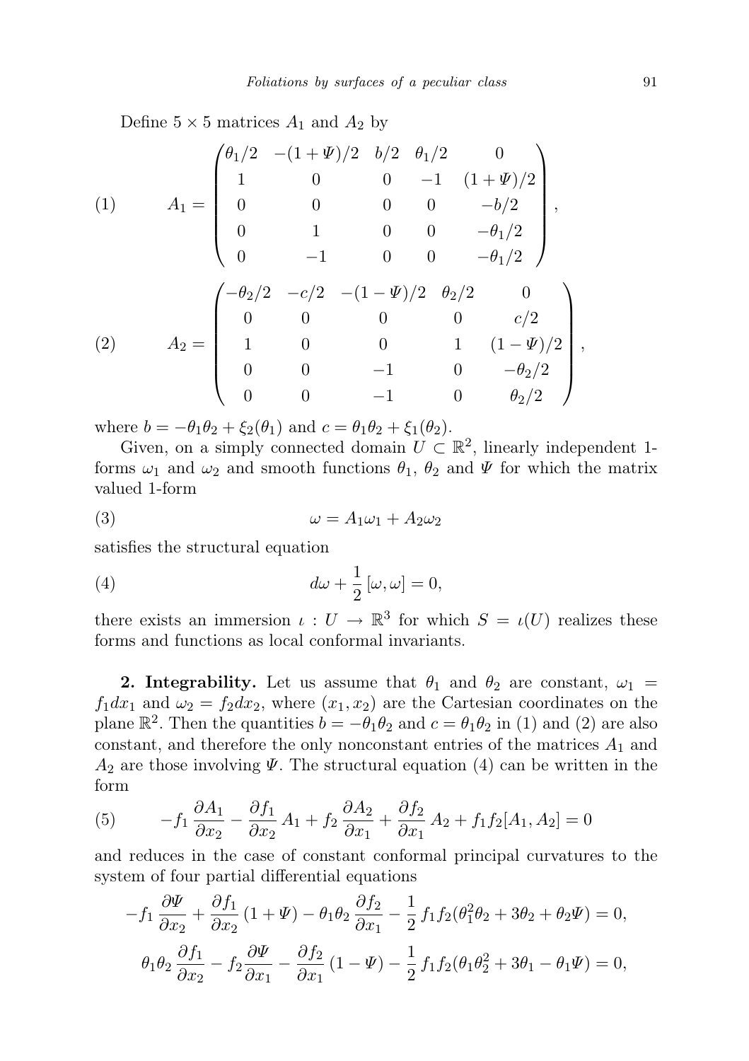Define $5 \times 5$ matrices $A_1$ and $A_2$ by

$$A_1 = \begin{pmatrix} \theta_1/2 & -(1+\Psi)/2 & b/2 & \theta_1/2 & 0 \\ 1 & 0 & 0 & -1 & (1+\Psi)/2 \\ 0 & 0 & 0 & 0 & -b/2 \\ 0 & 1 & 0 & 0 & -\theta_1/2 \\ 0 & -1 & 0 & 0 & -\theta_1/2 \end{pmatrix}, \tag{1}$$

$$A_2 = \begin{pmatrix} -\theta_2/2 & -c/2 & -(1-\Psi)/2 & \theta_2/2 & 0 \\ 0 & 0 & 0 & 0 & c/2 \\ 1 & 0 & 0 & 1 & (1-\Psi)/2 \\ 0 & 0 & -1 & 0 & -\theta_2/2 \\ 0 & 0 & -1 & 0 & \theta_2/2 \end{pmatrix}, \tag{2}$$

where $b = -\theta_1\theta_2 + \xi_2(\theta_1)$ and $c = \theta_1\theta_2 + \xi_1(\theta_2)$.

Given, on a simply connected domain $U \subset \mathbb{R}^2$, linearly independent 1-forms $\omega_1$ and $\omega_2$ and smooth functions $\theta_1$, $\theta_2$ and $\Psi$ for which the matrix valued 1-form

$$\omega = A_1\omega_1 + A_2\omega_2 \tag{3}$$

satisfies the structural equation

$$d\omega + \frac{1}{2}[\omega, \omega] = 0, \tag{4}$$

there exists an immersion $\iota : U \to \mathbb{R}^3$ for which $S = \iota(U)$ realizes these forms and functions as local conformal invariants.

**2. Integrability.** Let us assume that $\theta_1$ and $\theta_2$ are constant, $\omega_1 = f_1 dx_1$ and $\omega_2 = f_2 dx_2$, where $(x_1, x_2)$ are the Cartesian coordinates on the plane $\mathbb{R}^2$. Then the quantities $b = -\theta_1\theta_2$ and $c = \theta_1\theta_2$ in (1) and (2) are also constant, and therefore the only nonconstant entries of the matrices $A_1$ and $A_2$ are those involving $\Psi$. The structural equation (4) can be written in the form

$$-f_1 \frac{\partial A_1}{\partial x_2} - \frac{\partial f_1}{\partial x_2} A_1 + f_2 \frac{\partial A_2}{\partial x_1} + \frac{\partial f_2}{\partial x_1} A_2 + f_1 f_2 [A_1, A_2] = 0 \tag{5}$$

and reduces in the case of constant conformal principal curvatures to the system of four partial differential equations

$$-f_1 \frac{\partial \Psi}{\partial x_2} + \frac{\partial f_1}{\partial x_2}(1+\Psi) - \theta_1\theta_2 \frac{\partial f_2}{\partial x_1} - \frac{1}{2} f_1 f_2 (\theta_1^2\theta_2 + 3\theta_2 + \theta_2\Psi) = 0,$$

$$\theta_1\theta_2 \frac{\partial f_1}{\partial x_2} - f_2 \frac{\partial \Psi}{\partial x_1} - \frac{\partial f_2}{\partial x_1}(1-\Psi) - \frac{1}{2} f_1 f_2 (\theta_1\theta_2^2 + 3\theta_1 - \theta_1\Psi) = 0,$$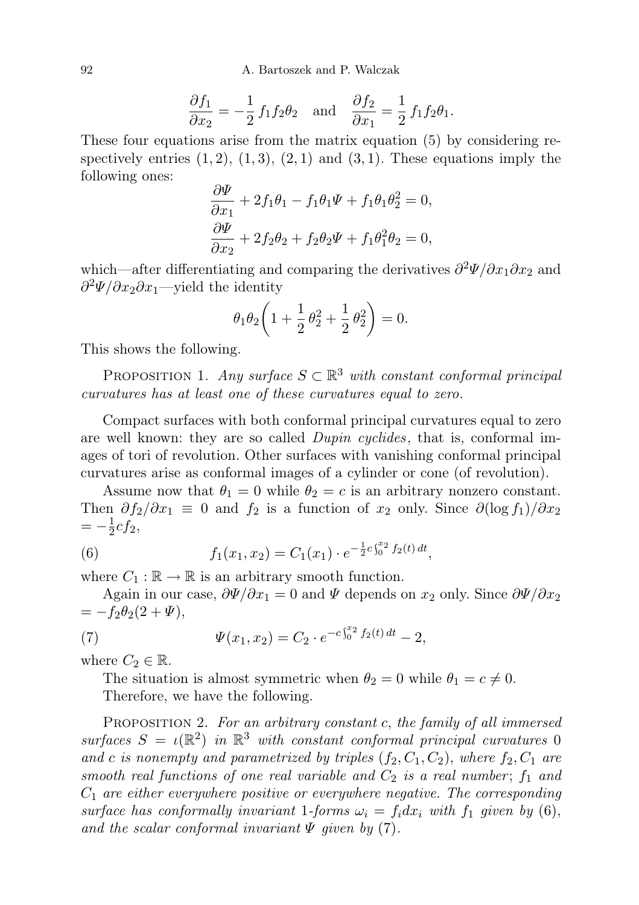$$\frac{\partial f_1}{\partial x_2} = -\frac{1}{2} f_1 f_2 \theta_2 \quad \text{and} \quad \frac{\partial f_2}{\partial x_1} = \frac{1}{2} f_1 f_2 \theta_1.$$

These four equations arise from the matrix equation (5) by considering respectively entries $(1,2)$, $(1,3)$, $(2,1)$ and $(3,1)$. These equations imply the following ones:

$$\frac{\partial \Psi}{\partial x_1} + 2 f_1 \theta_1 - f_1 \theta_1 \Psi + f_1 \theta_1 \theta_2^2 = 0,$$
$$\frac{\partial \Psi}{\partial x_2} + 2 f_2 \theta_2 + f_2 \theta_2 \Psi + f_1 \theta_1^2 \theta_2 = 0,$$

which—after differentiating and comparing the derivatives $\partial^2 \Psi / \partial x_1 \partial x_2$ and $\partial^2 \Psi / \partial x_2 \partial x_1$—yield the identity

$$\theta_1 \theta_2 \left( 1 + \frac{1}{2} \theta_2^2 + \frac{1}{2} \theta_2^2 \right) = 0.$$

This shows the following.

Proposition 1. *Any surface $S \subset \mathbb{R}^3$ with constant conformal principal curvatures has at least one of these curvatures equal to zero.*

Compact surfaces with both conformal principal curvatures equal to zero are well known: they are so called *Dupin cyclides*, that is, conformal images of tori of revolution. Other surfaces with vanishing conformal principal curvatures arise as conformal images of a cylinder or cone (of revolution).

Assume now that $\theta_1 = 0$ while $\theta_2 = c$ is an arbitrary nonzero constant. Then $\partial f_2 / \partial x_1 \equiv 0$ and $f_2$ is a function of $x_2$ only. Since $\partial (\log f_1)/\partial x_2 = -\frac{1}{2} c f_2$,

$$f_1(x_1, x_2) = C_1(x_1) \cdot e^{-\frac{1}{2} c \int_0^{x_2} f_2(t)\, dt}, \tag{6}$$

where $C_1 : \mathbb{R} \to \mathbb{R}$ is an arbitrary smooth function.

Again in our case, $\partial \Psi / \partial x_1 = 0$ and $\Psi$ depends on $x_2$ only. Since $\partial \Psi / \partial x_2 = -f_2 \theta_2 (2 + \Psi)$,

$$\Psi(x_1, x_2) = C_2 \cdot e^{-c \int_0^{x_2} f_2(t)\, dt} - 2, \tag{7}$$

where $C_2 \in \mathbb{R}$.

The situation is almost symmetric when $\theta_2 = 0$ while $\theta_1 = c \neq 0$.

Therefore, we have the following.

Proposition 2. *For an arbitrary constant $c$, the family of all immersed surfaces $S = \iota(\mathbb{R}^2)$ in $\mathbb{R}^3$ with constant conformal principal curvatures $0$ and $c$ is nonempty and parametrized by triples $(f_2, C_1, C_2)$, where $f_2, C_1$ are smooth real functions of one real variable and $C_2$ is a real number*; *$f_1$ and $C_1$ are either everywhere positive or everywhere negative. The corresponding surface has conformally invariant 1-forms $\omega_i = f_i dx_i$ with $f_1$ given by* (6), *and the scalar conformal invariant $\Psi$ given by* (7).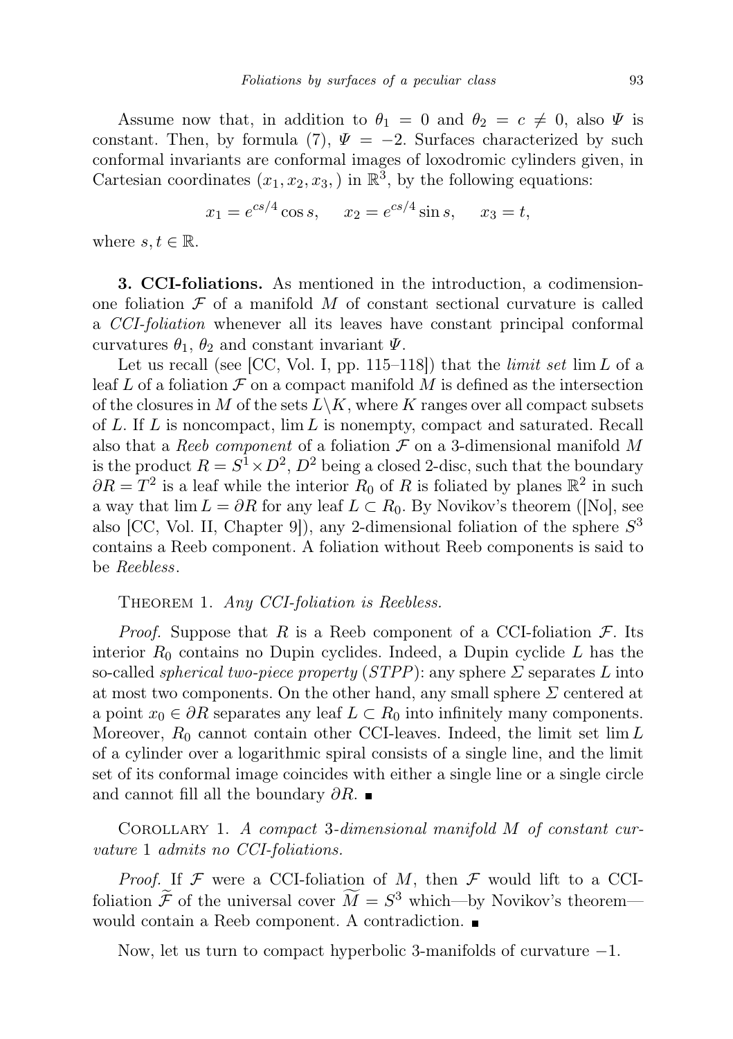Assume now that, in addition to $\theta_1 = 0$ and $\theta_2 = c \neq 0$, also $\Psi$ is constant. Then, by formula (7), $\Psi = -2$. Surfaces characterized by such conformal invariants are conformal images of loxodromic cylinders given, in Cartesian coordinates $(x_1, x_2, x_3,)$ in $\mathbb{R}^3$, by the following equations:

$$x_1 = e^{cs/4} \cos s, \qquad x_2 = e^{cs/4} \sin s, \qquad x_3 = t,$$

where $s, t \in \mathbb{R}$.

**3. CCI-foliations.** As mentioned in the introduction, a codimension-one foliation $\mathcal{F}$ of a manifold $M$ of constant sectional curvature is called a *CCI-foliation* whenever all its leaves have constant principal conformal curvatures $\theta_1$, $\theta_2$ and constant invariant $\Psi$.

Let us recall (see [CC, Vol. I, pp. 115–118]) that the *limit set* $\lim L$ of a leaf $L$ of a foliation $\mathcal{F}$ on a compact manifold $M$ is defined as the intersection of the closures in $M$ of the sets $L\backslash K$, where $K$ ranges over all compact subsets of $L$. If $L$ is noncompact, $\lim L$ is nonempty, compact and saturated. Recall also that a *Reeb component* of a foliation $\mathcal{F}$ on a 3-dimensional manifold $M$ is the product $R = S^1 \times D^2$, $D^2$ being a closed 2-disc, such that the boundary $\partial R = T^2$ is a leaf while the interior $R_0$ of $R$ is foliated by planes $\mathbb{R}^2$ in such a way that $\lim L = \partial R$ for any leaf $L \subset R_0$. By Novikov's theorem ([No], see also [CC, Vol. II, Chapter 9]), any 2-dimensional foliation of the sphere $S^3$ contains a Reeb component. A foliation without Reeb components is said to be *Reebless*.

Theorem 1. *Any CCI-foliation is Reebless.*

*Proof.* Suppose that $R$ is a Reeb component of a CCI-foliation $\mathcal{F}$. Its interior $R_0$ contains no Dupin cyclides. Indeed, a Dupin cyclide $L$ has the so-called *spherical two-piece property* (*STPP*): any sphere $\Sigma$ separates $L$ into at most two components. On the other hand, any small sphere $\Sigma$ centered at a point $x_0 \in \partial R$ separates any leaf $L \subset R_0$ into infinitely many components. Moreover, $R_0$ cannot contain other CCI-leaves. Indeed, the limit set $\lim L$ of a cylinder over a logarithmic spiral consists of a single line, and the limit set of its conformal image coincides with either a single line or a single circle and cannot fill all the boundary $\partial R$. ∎

Corollary 1. *A compact 3-dimensional manifold $M$ of constant curvature 1 admits no CCI-foliations.*

*Proof.* If $\mathcal{F}$ were a CCI-foliation of $M$, then $\mathcal{F}$ would lift to a CCI-foliation $\widetilde{\mathcal{F}}$ of the universal cover $\widetilde{M} = S^3$ which—by Novikov's theorem—would contain a Reeb component. A contradiction. ∎

Now, let us turn to compact hyperbolic 3-manifolds of curvature $-1$.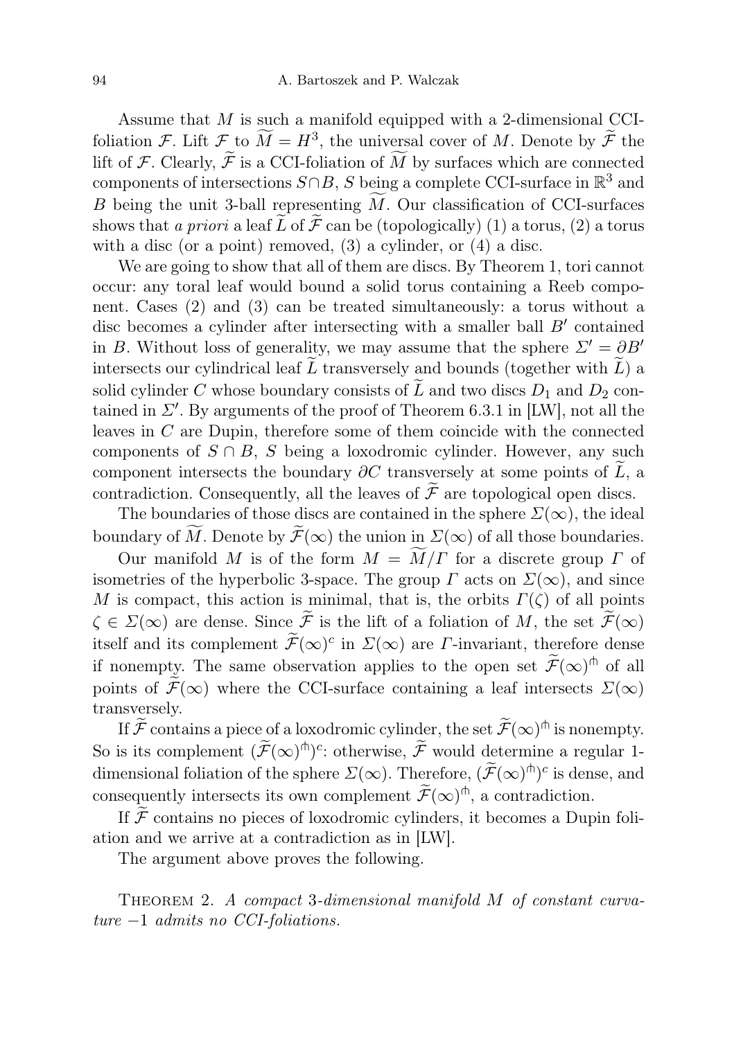Assume that $M$ is such a manifold equipped with a 2-dimensional CCI-foliation $\mathcal{F}$. Lift $\mathcal{F}$ to $\widetilde{M} = H^3$, the universal cover of $M$. Denote by $\widetilde{\mathcal{F}}$ the lift of $\mathcal{F}$. Clearly, $\widetilde{\mathcal{F}}$ is a CCI-foliation of $\widetilde{M}$ by surfaces which are connected components of intersections $S \cap B$, $S$ being a complete CCI-surface in $\mathbb{R}^3$ and $B$ being the unit 3-ball representing $\widetilde{M}$. Our classification of CCI-surfaces shows that *a priori* a leaf $\widetilde{L}$ of $\widetilde{\mathcal{F}}$ can be (topologically) (1) a torus, (2) a torus with a disc (or a point) removed, (3) a cylinder, or (4) a disc.

We are going to show that all of them are discs. By Theorem 1, tori cannot occur: any toral leaf would bound a solid torus containing a Reeb component. Cases (2) and (3) can be treated simultaneously: a torus without a disc becomes a cylinder after intersecting with a smaller ball $B'$ contained in $B$. Without loss of generality, we may assume that the sphere $\Sigma' = \partial B'$ intersects our cylindrical leaf $\widetilde{L}$ transversely and bounds (together with $\widetilde{L}$) a solid cylinder $C$ whose boundary consists of $\widetilde{L}$ and two discs $D_1$ and $D_2$ contained in $\Sigma'$. By arguments of the proof of Theorem 6.3.1 in [LW], not all the leaves in $C$ are Dupin, therefore some of them coincide with the connected components of $S \cap B$, $S$ being a loxodromic cylinder. However, any such component intersects the boundary $\partial C$ transversely at some points of $\widetilde{L}$, a contradiction. Consequently, all the leaves of $\widetilde{\mathcal{F}}$ are topological open discs.

The boundaries of those discs are contained in the sphere $\Sigma(\infty)$, the ideal boundary of $\widetilde{M}$. Denote by $\widetilde{\mathcal{F}}(\infty)$ the union in $\Sigma(\infty)$ of all those boundaries.

Our manifold $M$ is of the form $M = \widetilde{M}/\Gamma$ for a discrete group $\Gamma$ of isometries of the hyperbolic 3-space. The group $\Gamma$ acts on $\Sigma(\infty)$, and since $M$ is compact, this action is minimal, that is, the orbits $\Gamma(\zeta)$ of all points $\zeta \in \Sigma(\infty)$ are dense. Since $\widetilde{\mathcal{F}}$ is the lift of a foliation of $M$, the set $\widetilde{\mathcal{F}}(\infty)$ itself and its complement $\widetilde{\mathcal{F}}(\infty)^c$ in $\Sigma(\infty)$ are $\Gamma$-invariant, therefore dense if nonempty. The same observation applies to the open set $\widetilde{\mathcal{F}}(\infty)^{\pitchfork}$ of all points of $\widetilde{\mathcal{F}}(\infty)$ where the CCI-surface containing a leaf intersects $\Sigma(\infty)$ transversely.

If $\widetilde{\mathcal{F}}$ contains a piece of a loxodromic cylinder, the set $\widetilde{\mathcal{F}}(\infty)^{\pitchfork}$ is nonempty. So is its complement $(\widetilde{\mathcal{F}}(\infty)^{\pitchfork})^c$: otherwise, $\widetilde{\mathcal{F}}$ would determine a regular 1-dimensional foliation of the sphere $\Sigma(\infty)$. Therefore, $(\widetilde{\mathcal{F}}(\infty)^{\pitchfork})^c$ is dense, and consequently intersects its own complement $\widetilde{\mathcal{F}}(\infty)^{\pitchfork}$, a contradiction.

If $\widetilde{\mathcal{F}}$ contains no pieces of loxodromic cylinders, it becomes a Dupin foliation and we arrive at a contradiction as in [LW].

The argument above proves the following.

Theorem 2. *A compact* 3*-dimensional manifold $M$ of constant curvature* $-1$ *admits no CCI-foliations.*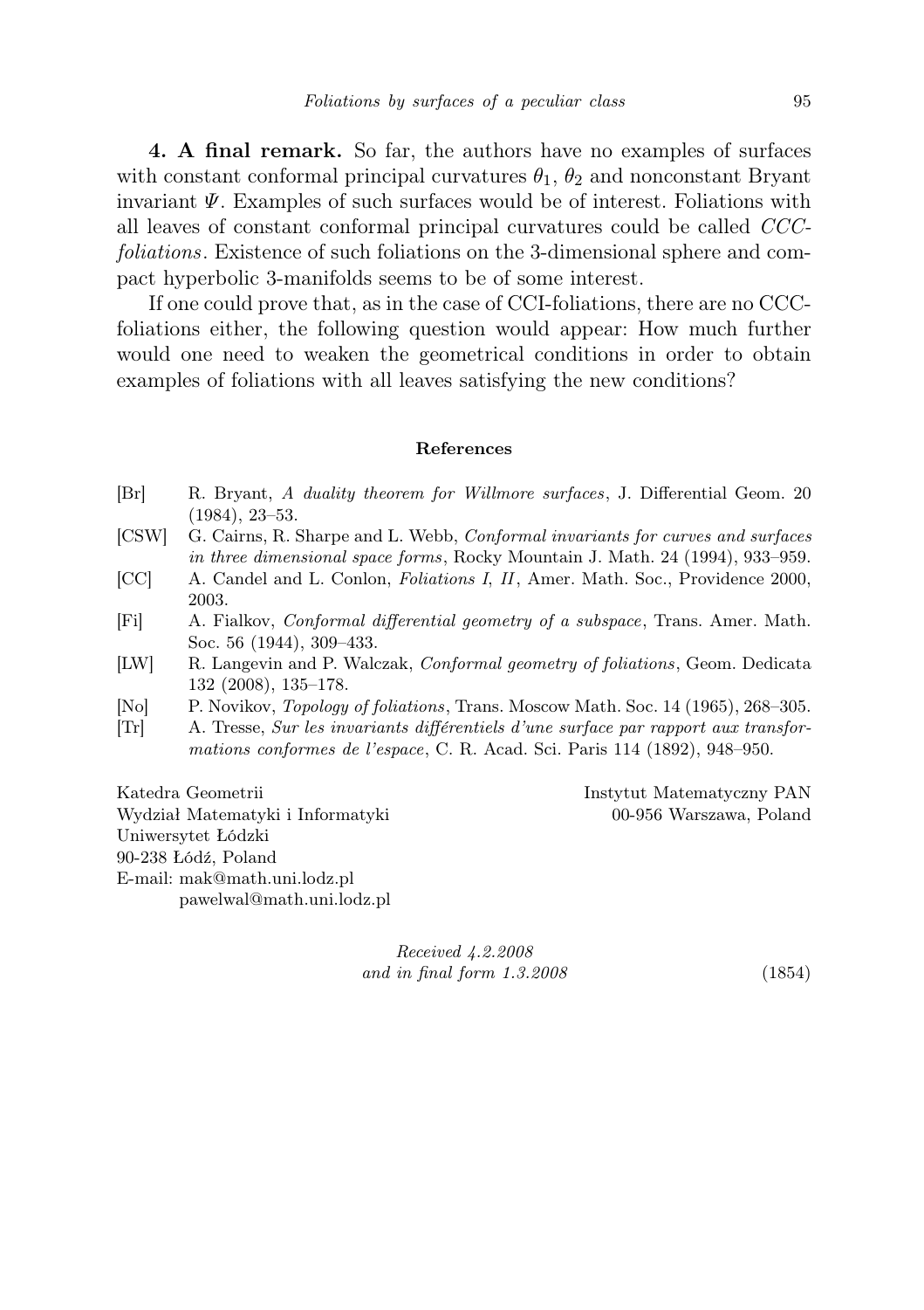**4. A final remark.** So far, the authors have no examples of surfaces with constant conformal principal curvatures $\theta_1$, $\theta_2$ and nonconstant Bryant invariant $\Psi$. Examples of such surfaces would be of interest. Foliations with all leaves of constant conformal principal curvatures could be called *CCC-foliations*. Existence of such foliations on the 3-dimensional sphere and compact hyperbolic 3-manifolds seems to be of some interest.

If one could prove that, as in the case of CCI-foliations, there are no CCC-foliations either, the following question would appear: How much further would one need to weaken the geometrical conditions in order to obtain examples of foliations with all leaves satisfying the new conditions?

## References

[Br] R. Bryant, *A duality theorem for Willmore surfaces*, J. Differential Geom. 20 (1984), 23–53.

[CSW] G. Cairns, R. Sharpe and L. Webb, *Conformal invariants for curves and surfaces in three dimensional space forms*, Rocky Mountain J. Math. 24 (1994), 933–959.

[CC] A. Candel and L. Conlon, *Foliations I, II*, Amer. Math. Soc., Providence 2000, 2003.

[Fi] A. Fialkov, *Conformal differential geometry of a subspace*, Trans. Amer. Math. Soc. 56 (1944), 309–433.

[LW] R. Langevin and P. Walczak, *Conformal geometry of foliations*, Geom. Dedicata 132 (2008), 135–178.

[No] P. Novikov, *Topology of foliations*, Trans. Moscow Math. Soc. 14 (1965), 268–305.

[Tr] A. Tresse, *Sur les invariants différentiels d'une surface par rapport aux transformations conformes de l'espace*, C. R. Acad. Sci. Paris 114 (1892), 948–950.

Katedra Geometrii
Wydział Matematyki i Informatyki
Uniwersytet Łódzki
90-238 Łódź, Poland
E-mail: mak@math.uni.lodz.pl
pawelwal@math.uni.lodz.pl

Instytut Matematyczny PAN
00-956 Warszawa, Poland

*Received 4.2.2008*
*and in final form 1.3.2008* (1854)